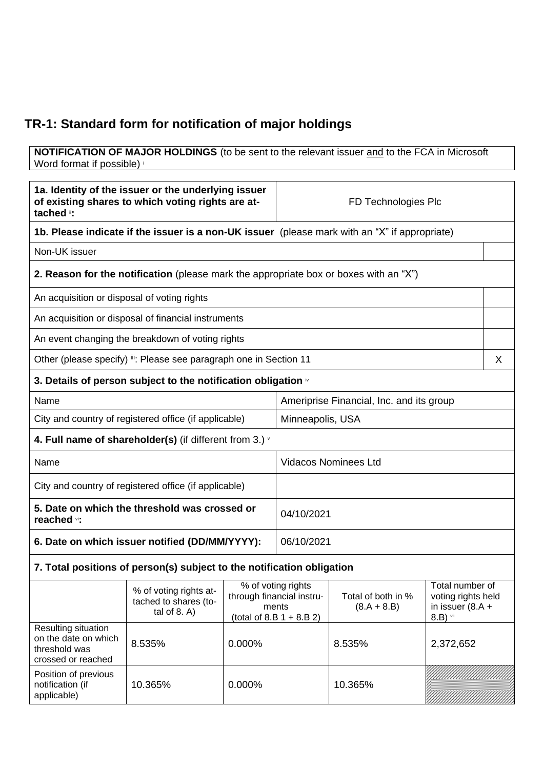# TR-1: Standard form for notification of major holdings

| **NOTIFICATION OF MAJOR HOLDINGS** (to be sent to the relevant issuer and to the FCA in Microsoft Word format if possible) [i] |
|---|

| **1a. Identity of the issuer or the underlying issuer of existing shares to which voting rights are attached** [ii]**:** | FD Technologies Plc |
|---|---|

| **1b. Please indicate if the issuer is a non-UK issuer** (please mark with an "X" if appropriate) | |
|---|---|
| Non-UK issuer | |

| **2. Reason for the notification** (please mark the appropriate box or boxes with an "X") | |
|---|---|
| An acquisition or disposal of voting rights | |
| An acquisition or disposal of financial instruments | |
| An event changing the breakdown of voting rights | |
| Other (please specify) [iii]: Please see paragraph one in Section 11 | X |

| **3. Details of person subject to the notification obligation** [iv] | |
|---|---|
| Name | Ameriprise Financial, Inc. and its group |
| City and country of registered office (if applicable) | Minneapolis, USA |

| **4. Full name of shareholder(s)** (if different from 3.) [v] | |
|---|---|
| Name | Vidacos Nominees Ltd |
| City and country of registered office (if applicable) | |

| **5. Date on which the threshold was crossed or reached** [vi]**:** | 04/10/2021 |
|---|---|
| **6. Date on which issuer notified (DD/MM/YYYY):** | 06/10/2021 |

**7. Total positions of person(s) subject to the notification obligation**

| | % of voting rights attached to shares (total of 8. A) | % of voting rights through financial instruments (total of 8.B 1 + 8.B 2) | Total of both in % (8.A + 8.B) | Total number of voting rights held in issuer (8.A + 8.B) [vii] |
|---|---|---|---|---|
| Resulting situation on the date on which threshold was crossed or reached | 8.535% | 0.000% | 8.535% | 2,372,652 |
| Position of previous notification (if applicable) | 10.365% | 0.000% | 10.365% | |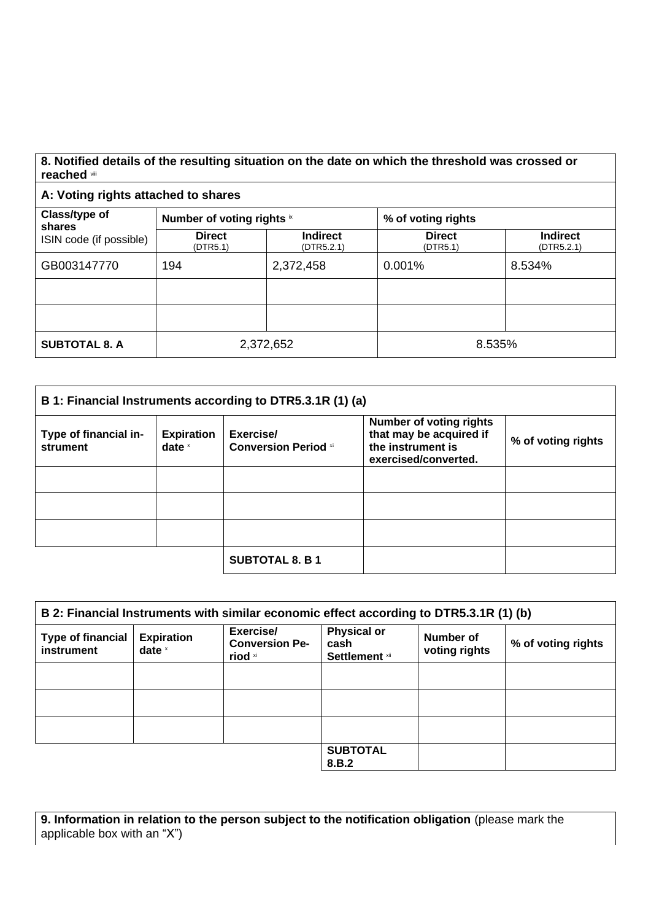**8. Notified details of the resulting situation on the date on which the threshold was crossed or reached** viii

**A: Voting rights attached to shares**

| **Class/type of shares** ISIN code (if possible) | **Number of voting rights** ix | | **% of voting rights** | |
|---|---|---|---|---|
| | **Direct** (DTR5.1) | **Indirect** (DTR5.2.1) | **Direct** (DTR5.1) | **Indirect** (DTR5.2.1) |
| GB003147770 | 194 | 2,372,458 | 0.001% | 8.534% |
| | | | | |
| | | | | |
| **SUBTOTAL 8. A** | 2,372,652 | | 8.535% | |

**B 1: Financial Instruments according to DTR5.3.1R (1) (a)**

| **Type of financial instrument** | **Expiration date** x | **Exercise/ Conversion Period** xi | **Number of voting rights that may be acquired if the instrument is exercised/converted.** | **% of voting rights** |
|---|---|---|---|---|
| | | | | |
| | | | | |
| | | | | |
| | | **SUBTOTAL 8. B 1** | | |

**B 2: Financial Instruments with similar economic effect according to DTR5.3.1R (1) (b)**

| **Type of financial instrument** | **Expiration date** x | **Exercise/ Conversion Period** xi | **Physical or cash Settlement** xii | **Number of voting rights** | **% of voting rights** |
|---|---|---|---|---|---|
| | | | | | |
| | | | | | |
| | | | | | |
| | | | **SUBTOTAL 8.B.2** | | |

**9. Information in relation to the person subject to the notification obligation** (please mark the applicable box with an "X")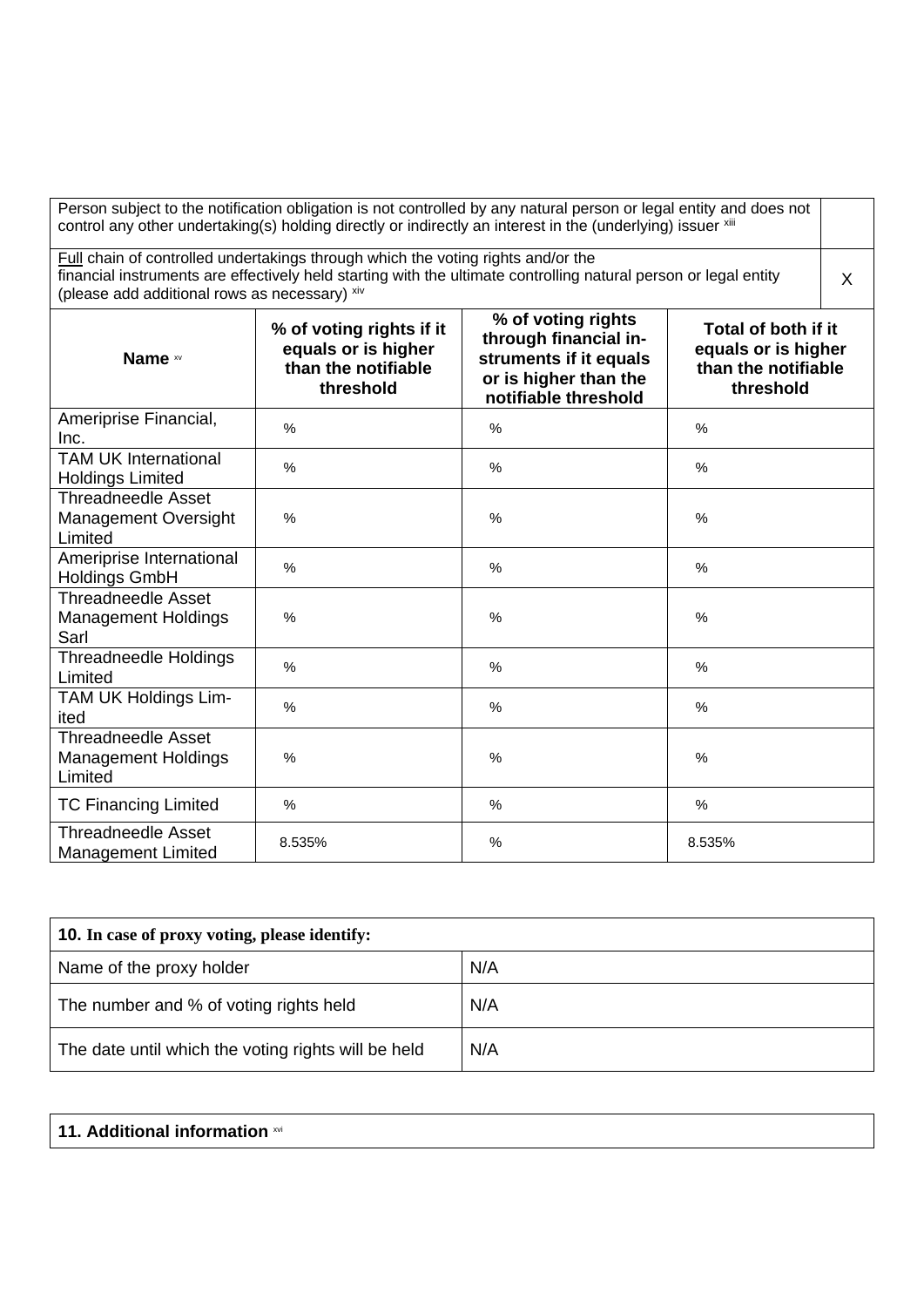| Person subject to the notification obligation is not controlled by any natural person or legal entity and does not control any other undertaking(s) holding directly or indirectly an interest in the (underlying) issuer [xiii] | |
|---|---|
| Full chain of controlled undertakings through which the voting rights and/or the financial instruments are effectively held starting with the ultimate controlling natural person or legal entity (please add additional rows as necessary) [xiv] | X |

| Name [xv] | % of voting rights if it equals or is higher than the notifiable threshold | % of voting rights through financial instruments if it equals or is higher than the notifiable threshold | Total of both if it equals or is higher than the notifiable threshold |
|---|---|---|---|
| Ameriprise Financial, Inc. | % | % | % |
| TAM UK International Holdings Limited | % | % | % |
| Threadneedle Asset Management Oversight Limited | % | % | % |
| Ameriprise International Holdings GmbH | % | % | % |
| Threadneedle Asset Management Holdings Sarl | % | % | % |
| Threadneedle Holdings Limited | % | % | % |
| TAM UK Holdings Limited | % | % | % |
| Threadneedle Asset Management Holdings Limited | % | % | % |
| TC Financing Limited | % | % | % |
| Threadneedle Asset Management Limited | 8.535% | % | 8.535% |

| 10. In case of proxy voting, please identify: | |
|---|---|
| Name of the proxy holder | N/A |
| The number and % of voting rights held | N/A |
| The date until which the voting rights will be held | N/A |

**11. Additional information** [xvi]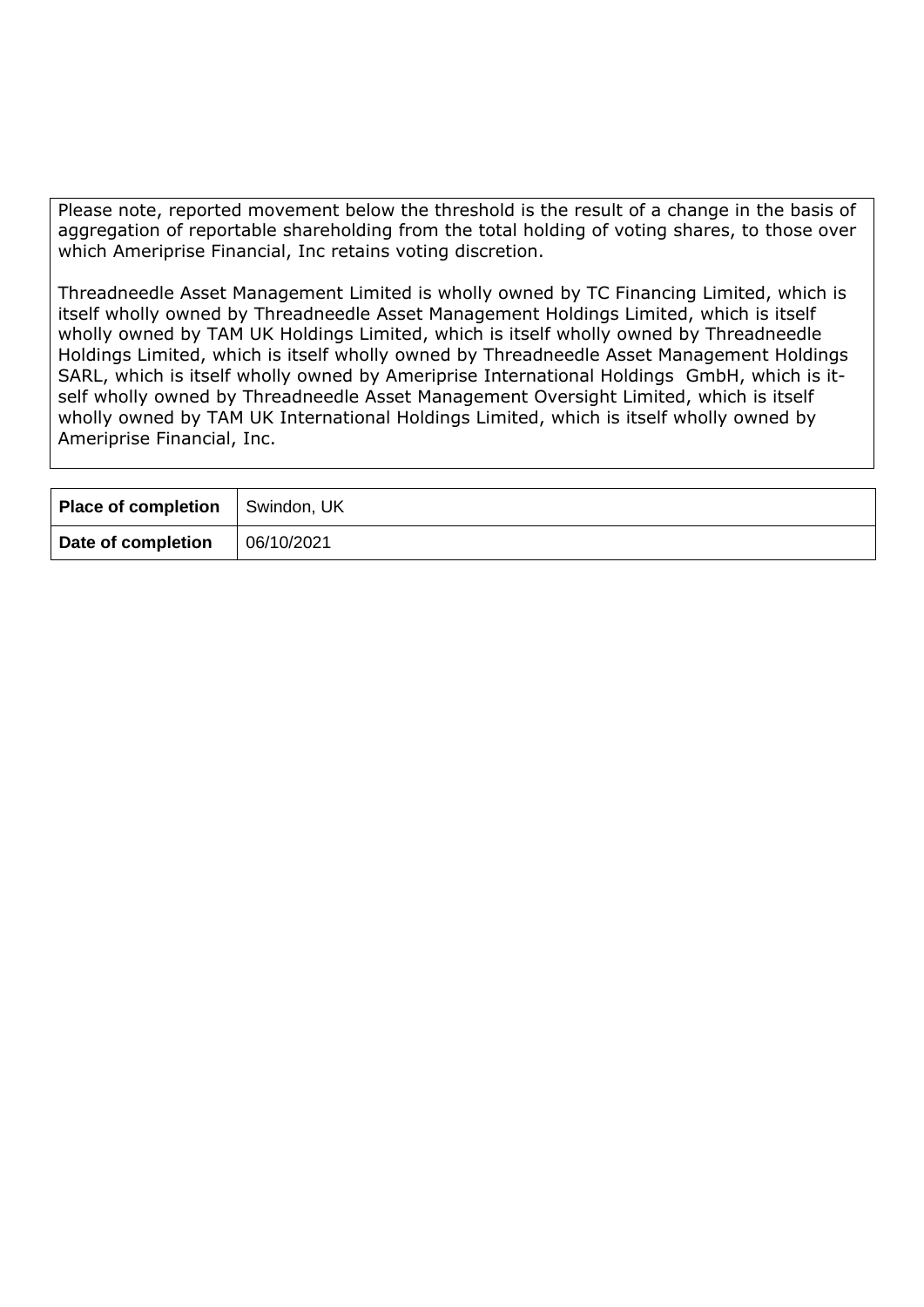Please note, reported movement below the threshold is the result of a change in the basis of aggregation of reportable shareholding from the total holding of voting shares, to those over which Ameriprise Financial, Inc retains voting discretion.

Threadneedle Asset Management Limited is wholly owned by TC Financing Limited, which is itself wholly owned by Threadneedle Asset Management Holdings Limited, which is itself wholly owned by TAM UK Holdings Limited, which is itself wholly owned by Threadneedle Holdings Limited, which is itself wholly owned by Threadneedle Asset Management Holdings SARL, which is itself wholly owned by Ameriprise International Holdings GmbH, which is itself wholly owned by Threadneedle Asset Management Oversight Limited, which is itself wholly owned by TAM UK International Holdings Limited, which is itself wholly owned by Ameriprise Financial, Inc.

| | |
|---|---|
| **Place of completion** | Swindon, UK |
| **Date of completion** | 06/10/2021 |